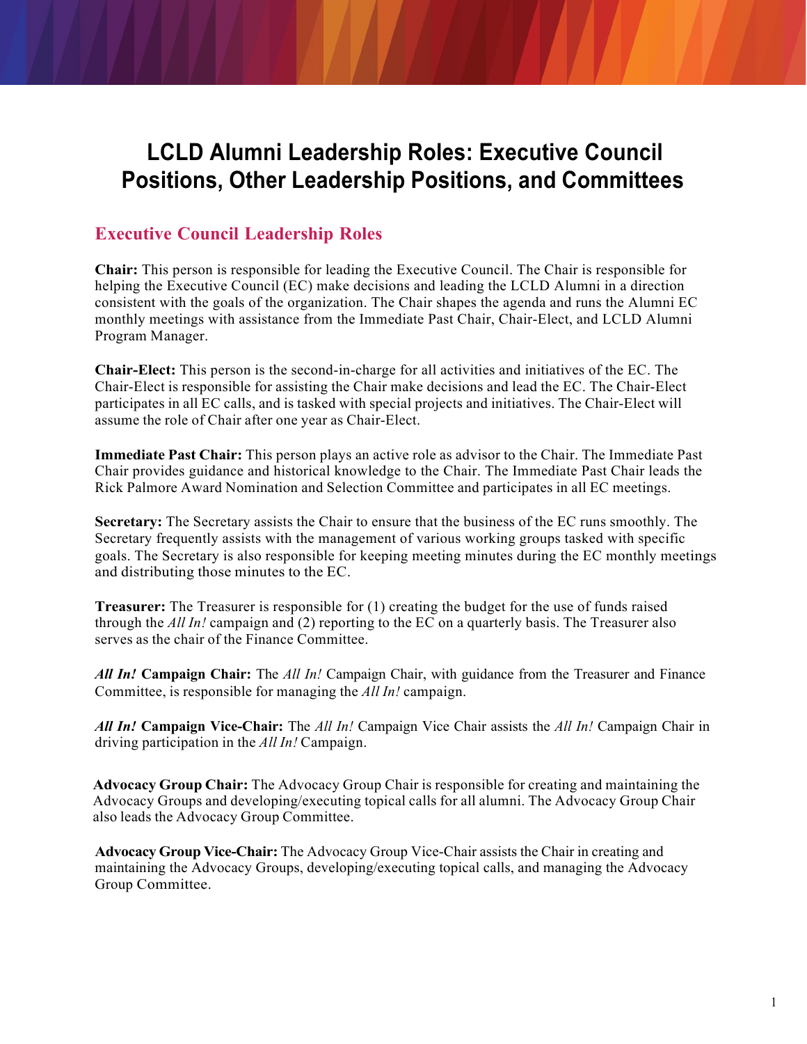# LCLD Alumni Leadership Roles: Executive Council Positions, Other Leadership Positions, and Committees

## Executive Council Leadership Roles

**Chair:** This person is responsible for leading the Executive Council. The Chair is responsible for helping the Executive Council (EC) make decisions and leading the LCLD Alumni in a direction consistent with the goals of the organization. The Chair shapes the agenda and runs the Alumni EC monthly meetings with assistance from the Immediate Past Chair, Chair-Elect, and LCLD Alumni Program Manager.

**Chair-Elect:** This person is the second-in-charge for all activities and initiatives of the EC. The Chair-Elect is responsible for assisting the Chair make decisions and lead the EC. The Chair-Elect participates in all EC calls, and is tasked with special projects and initiatives. The Chair-Elect will assume the role of Chair after one year as Chair-Elect.

**Immediate Past Chair:** This person plays an active role as advisor to the Chair. The Immediate Past Chair provides guidance and historical knowledge to the Chair. The Immediate Past Chair leads the Rick Palmore Award Nomination and Selection Committee and participates in all EC meetings.

**Secretary:** The Secretary assists the Chair to ensure that the business of the EC runs smoothly. The Secretary frequently assists with the management of various working groups tasked with specific goals. The Secretary is also responsible for keeping meeting minutes during the EC monthly meetings and distributing those minutes to the EC.

**Treasurer:** The Treasurer is responsible for (1) creating the budget for the use of funds raised through the *All In!* campaign and (2) reporting to the EC on a quarterly basis. The Treasurer also serves as the chair of the Finance Committee.

***All In!* Campaign Chair:** The *All In!* Campaign Chair, with guidance from the Treasurer and Finance Committee, is responsible for managing the *All In!* campaign.

***All In!* Campaign Vice-Chair:** The *All In!* Campaign Vice Chair assists the *All In!* Campaign Chair in driving participation in the *All In!* Campaign.

**Advocacy Group Chair:** The Advocacy Group Chair is responsible for creating and maintaining the Advocacy Groups and developing/executing topical calls for all alumni. The Advocacy Group Chair also leads the Advocacy Group Committee.

**Advocacy Group Vice-Chair:** The Advocacy Group Vice-Chair assists the Chair in creating and maintaining the Advocacy Groups, developing/executing topical calls, and managing the Advocacy Group Committee.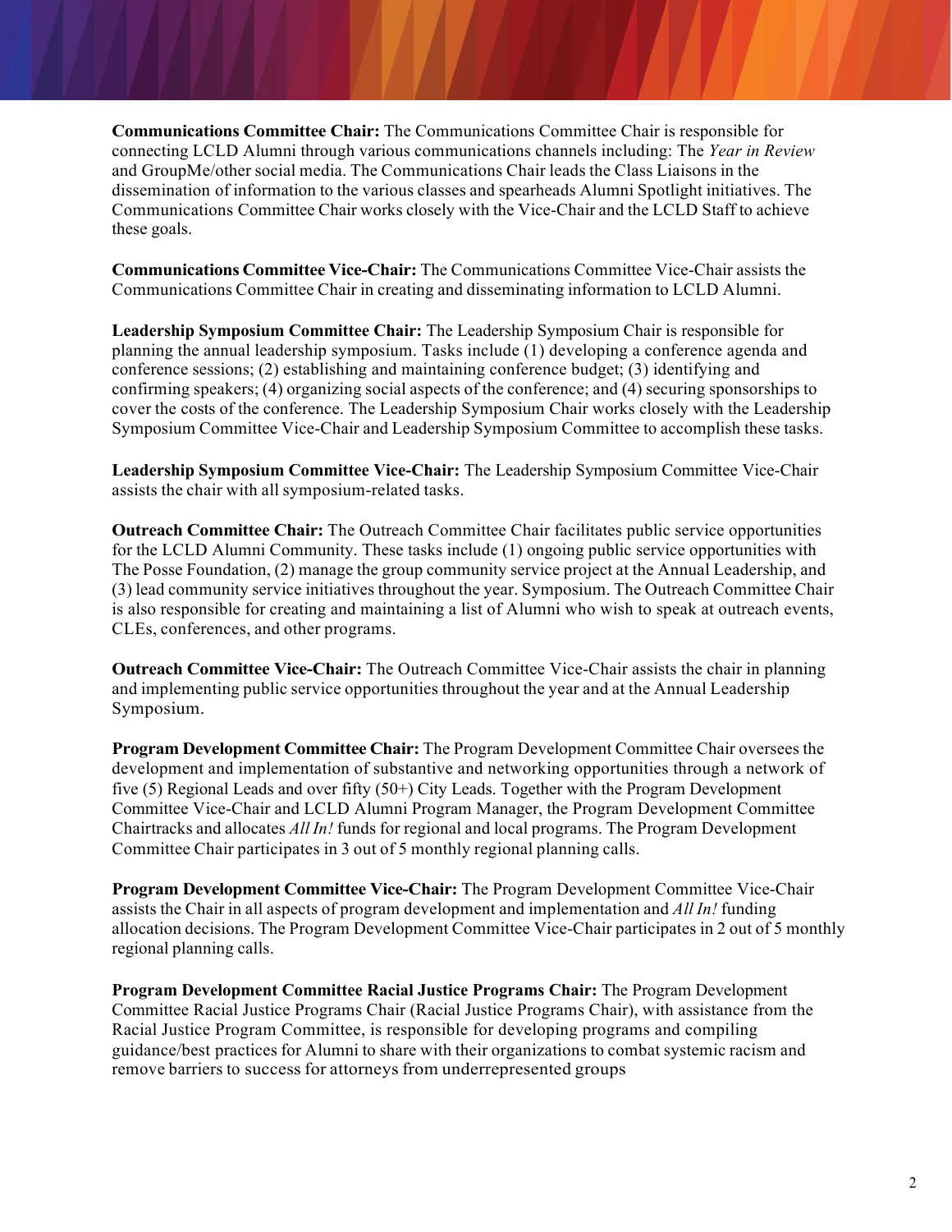**Communications Committee Chair:** The Communications Committee Chair is responsible for connecting LCLD Alumni through various communications channels including: The *Year in Review* and GroupMe/other social media. The Communications Chair leads the Class Liaisons in the dissemination of information to the various classes and spearheads Alumni Spotlight initiatives. The Communications Committee Chair works closely with the Vice-Chair and the LCLD Staff to achieve these goals.

**Communications Committee Vice-Chair:** The Communications Committee Vice-Chair assists the Communications Committee Chair in creating and disseminating information to LCLD Alumni.

**Leadership Symposium Committee Chair:** The Leadership Symposium Chair is responsible for planning the annual leadership symposium. Tasks include (1) developing a conference agenda and conference sessions; (2) establishing and maintaining conference budget; (3) identifying and confirming speakers; (4) organizing social aspects of the conference; and (4) securing sponsorships to cover the costs of the conference. The Leadership Symposium Chair works closely with the Leadership Symposium Committee Vice-Chair and Leadership Symposium Committee to accomplish these tasks.

**Leadership Symposium Committee Vice-Chair:** The Leadership Symposium Committee Vice-Chair assists the chair with all symposium-related tasks.

**Outreach Committee Chair:** The Outreach Committee Chair facilitates public service opportunities for the LCLD Alumni Community. These tasks include (1) ongoing public service opportunities with The Posse Foundation, (2) manage the group community service project at the Annual Leadership, and (3) lead community service initiatives throughout the year. Symposium. The Outreach Committee Chair is also responsible for creating and maintaining a list of Alumni who wish to speak at outreach events, CLEs, conferences, and other programs.

**Outreach Committee Vice-Chair:** The Outreach Committee Vice-Chair assists the chair in planning and implementing public service opportunities throughout the year and at the Annual Leadership Symposium.

**Program Development Committee Chair:** The Program Development Committee Chair oversees the development and implementation of substantive and networking opportunities through a network of five (5) Regional Leads and over fifty (50+) City Leads. Together with the Program Development Committee Vice-Chair and LCLD Alumni Program Manager, the Program Development Committee Chairtracks and allocates *All In!* funds for regional and local programs. The Program Development Committee Chair participates in 3 out of 5 monthly regional planning calls.

**Program Development Committee Vice-Chair:** The Program Development Committee Vice-Chair assists the Chair in all aspects of program development and implementation and *All In!* funding allocation decisions. The Program Development Committee Vice-Chair participates in 2 out of 5 monthly regional planning calls.

**Program Development Committee Racial Justice Programs Chair:** The Program Development Committee Racial Justice Programs Chair (Racial Justice Programs Chair), with assistance from the Racial Justice Program Committee, is responsible for developing programs and compiling guidance/best practices for Alumni to share with their organizations to combat systemic racism and remove barriers to success for attorneys from underrepresented groups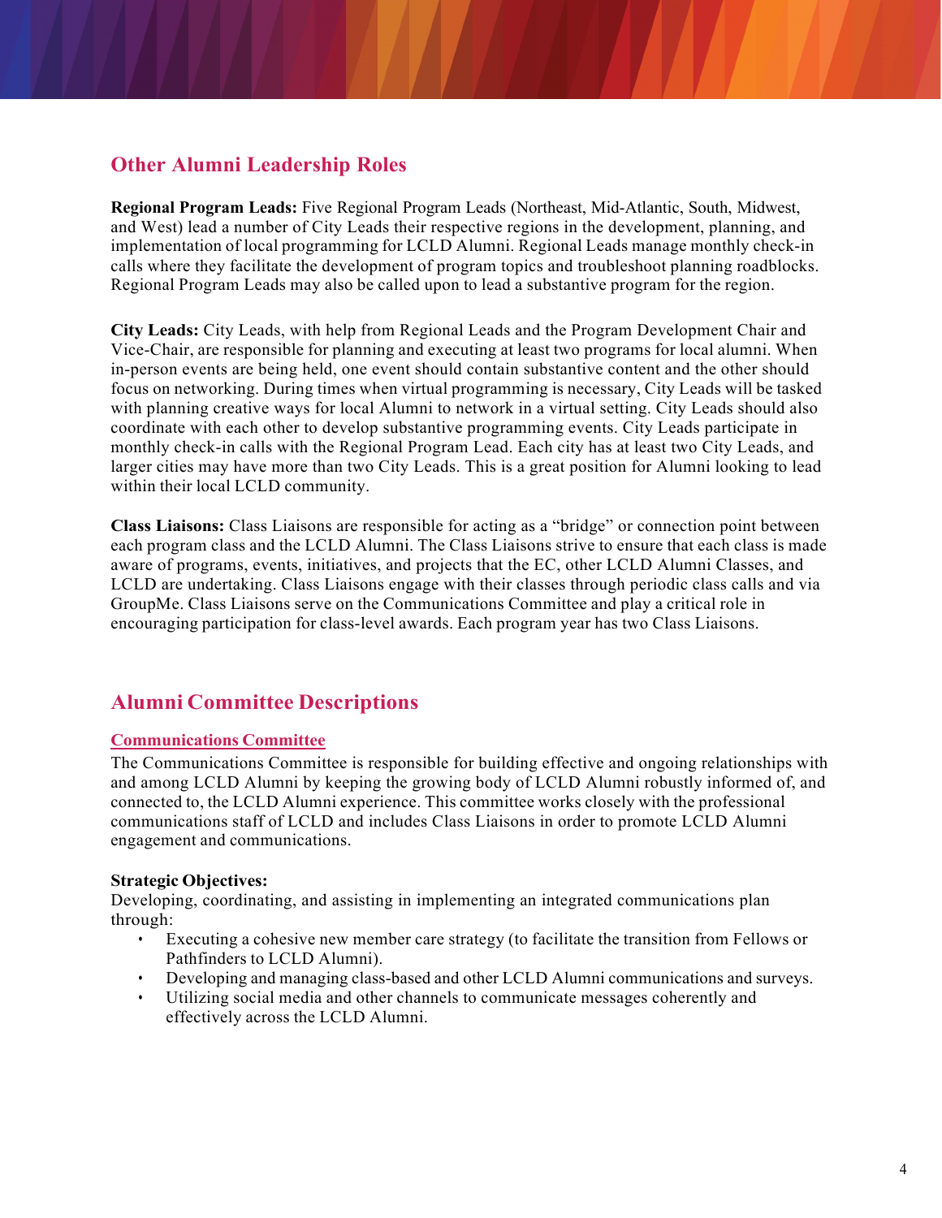## Other Alumni Leadership Roles

**Regional Program Leads:** Five Regional Program Leads (Northeast, Mid-Atlantic, South, Midwest, and West) lead a number of City Leads their respective regions in the development, planning, and implementation of local programming for LCLD Alumni. Regional Leads manage monthly check-in calls where they facilitate the development of program topics and troubleshoot planning roadblocks. Regional Program Leads may also be called upon to lead a substantive program for the region.

**City Leads:** City Leads, with help from Regional Leads and the Program Development Chair and Vice-Chair, are responsible for planning and executing at least two programs for local alumni. When in-person events are being held, one event should contain substantive content and the other should focus on networking. During times when virtual programming is necessary, City Leads will be tasked with planning creative ways for local Alumni to network in a virtual setting. City Leads should also coordinate with each other to develop substantive programming events. City Leads participate in monthly check-in calls with the Regional Program Lead. Each city has at least two City Leads, and larger cities may have more than two City Leads. This is a great position for Alumni looking to lead within their local LCLD community.

**Class Liaisons:** Class Liaisons are responsible for acting as a "bridge" or connection point between each program class and the LCLD Alumni. The Class Liaisons strive to ensure that each class is made aware of programs, events, initiatives, and projects that the EC, other LCLD Alumni Classes, and LCLD are undertaking. Class Liaisons engage with their classes through periodic class calls and via GroupMe. Class Liaisons serve on the Communications Committee and play a critical role in encouraging participation for class-level awards. Each program year has two Class Liaisons.

## Alumni Committee Descriptions

### Communications Committee

The Communications Committee is responsible for building effective and ongoing relationships with and among LCLD Alumni by keeping the growing body of LCLD Alumni robustly informed of, and connected to, the LCLD Alumni experience. This committee works closely with the professional communications staff of LCLD and includes Class Liaisons in order to promote LCLD Alumni engagement and communications.

**Strategic Objectives:**
Developing, coordinating, and assisting in implementing an integrated communications plan through:

- Executing a cohesive new member care strategy (to facilitate the transition from Fellows or Pathfinders to LCLD Alumni).
- Developing and managing class-based and other LCLD Alumni communications and surveys.
- Utilizing social media and other channels to communicate messages coherently and effectively across the LCLD Alumni.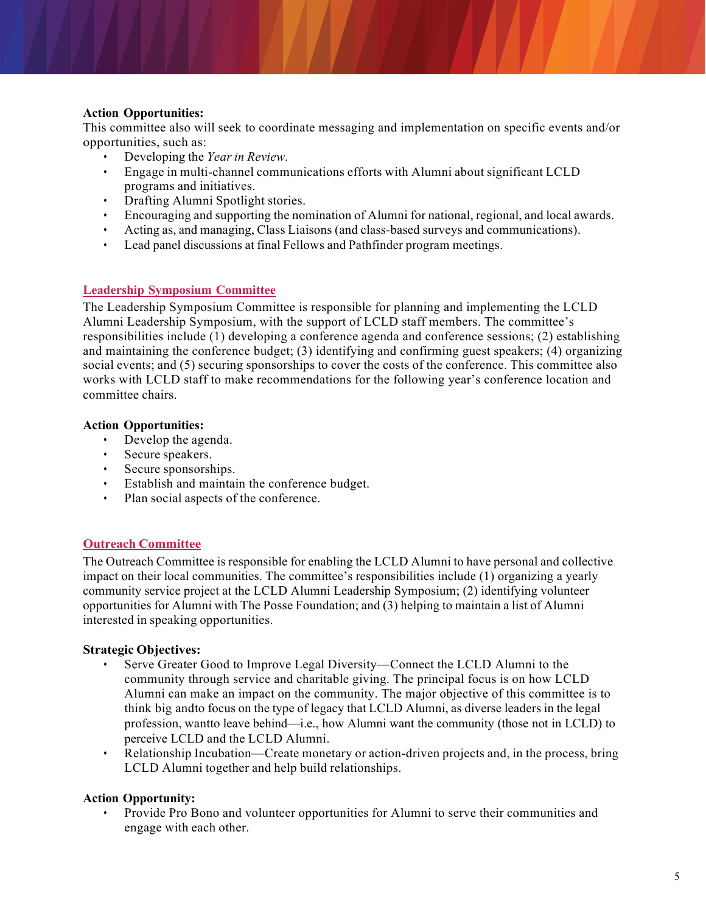**Action Opportunities:**
This committee also will seek to coordinate messaging and implementation on specific events and/or opportunities, such as:

- Developing the *Year in Review.*
- Engage in multi-channel communications efforts with Alumni about significant LCLD programs and initiatives.
- Drafting Alumni Spotlight stories.
- Encouraging and supporting the nomination of Alumni for national, regional, and local awards.
- Acting as, and managing, Class Liaisons (and class-based surveys and communications).
- Lead panel discussions at final Fellows and Pathfinder program meetings.

## Leadership Symposium Committee

The Leadership Symposium Committee is responsible for planning and implementing the LCLD Alumni Leadership Symposium, with the support of LCLD staff members. The committee's responsibilities include (1) developing a conference agenda and conference sessions; (2) establishing and maintaining the conference budget; (3) identifying and confirming guest speakers; (4) organizing social events; and (5) securing sponsorships to cover the costs of the conference. This committee also works with LCLD staff to make recommendations for the following year's conference location and committee chairs.

**Action Opportunities:**

- Develop the agenda.
- Secure speakers.
- Secure sponsorships.
- Establish and maintain the conference budget.
- Plan social aspects of the conference.

## Outreach Committee

The Outreach Committee is responsible for enabling the LCLD Alumni to have personal and collective impact on their local communities. The committee's responsibilities include (1) organizing a yearly community service project at the LCLD Alumni Leadership Symposium; (2) identifying volunteer opportunities for Alumni with The Posse Foundation; and (3) helping to maintain a list of Alumni interested in speaking opportunities.

**Strategic Objectives:**

- Serve Greater Good to Improve Legal Diversity—Connect the LCLD Alumni to the community through service and charitable giving. The principal focus is on how LCLD Alumni can make an impact on the community. The major objective of this committee is to think big andto focus on the type of legacy that LCLD Alumni, as diverse leaders in the legal profession, wantto leave behind—i.e., how Alumni want the community (those not in LCLD) to perceive LCLD and the LCLD Alumni.
- Relationship Incubation—Create monetary or action-driven projects and, in the process, bring LCLD Alumni together and help build relationships.

**Action Opportunity:**

- Provide Pro Bono and volunteer opportunities for Alumni to serve their communities and engage with each other.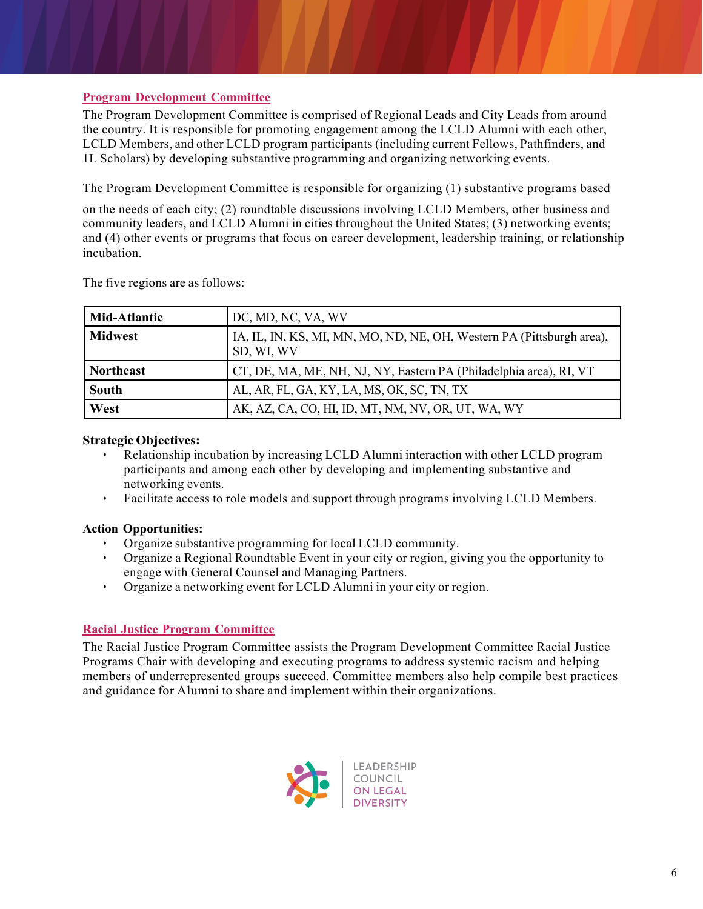## Program Development Committee

The Program Development Committee is comprised of Regional Leads and City Leads from around the country. It is responsible for promoting engagement among the LCLD Alumni with each other, LCLD Members, and other LCLD program participants (including current Fellows, Pathfinders, and 1L Scholars) by developing substantive programming and organizing networking events.

The Program Development Committee is responsible for organizing (1) substantive programs based on the needs of each city; (2) roundtable discussions involving LCLD Members, other business and community leaders, and LCLD Alumni in cities throughout the United States; (3) networking events; and (4) other events or programs that focus on career development, leadership training, or relationship incubation.

The five regions are as follows:

| | |
|---|---|
| **Mid-Atlantic** | DC, MD, NC, VA, WV |
| **Midwest** | IA, IL, IN, KS, MI, MN, MO, ND, NE, OH, Western PA (Pittsburgh area), SD, WI, WV |
| **Northeast** | CT, DE, MA, ME, NH, NJ, NY, Eastern PA (Philadelphia area), RI, VT |
| **South** | AL, AR, FL, GA, KY, LA, MS, OK, SC, TN, TX |
| **West** | AK, AZ, CA, CO, HI, ID, MT, NM, NV, OR, UT, WA, WY |

**Strategic Objectives:**

- Relationship incubation by increasing LCLD Alumni interaction with other LCLD program participants and among each other by developing and implementing substantive and networking events.
- Facilitate access to role models and support through programs involving LCLD Members.

**Action Opportunities:**

- Organize substantive programming for local LCLD community.
- Organize a Regional Roundtable Event in your city or region, giving you the opportunity to engage with General Counsel and Managing Partners.
- Organize a networking event for LCLD Alumni in your city or region.

## Racial Justice Program Committee

The Racial Justice Program Committee assists the Program Development Committee Racial Justice Programs Chair with developing and executing programs to address systemic racism and helping members of underrepresented groups succeed. Committee members also help compile best practices and guidance for Alumni to share and implement within their organizations.

LEADERSHIP COUNCIL ON LEGAL DIVERSITY